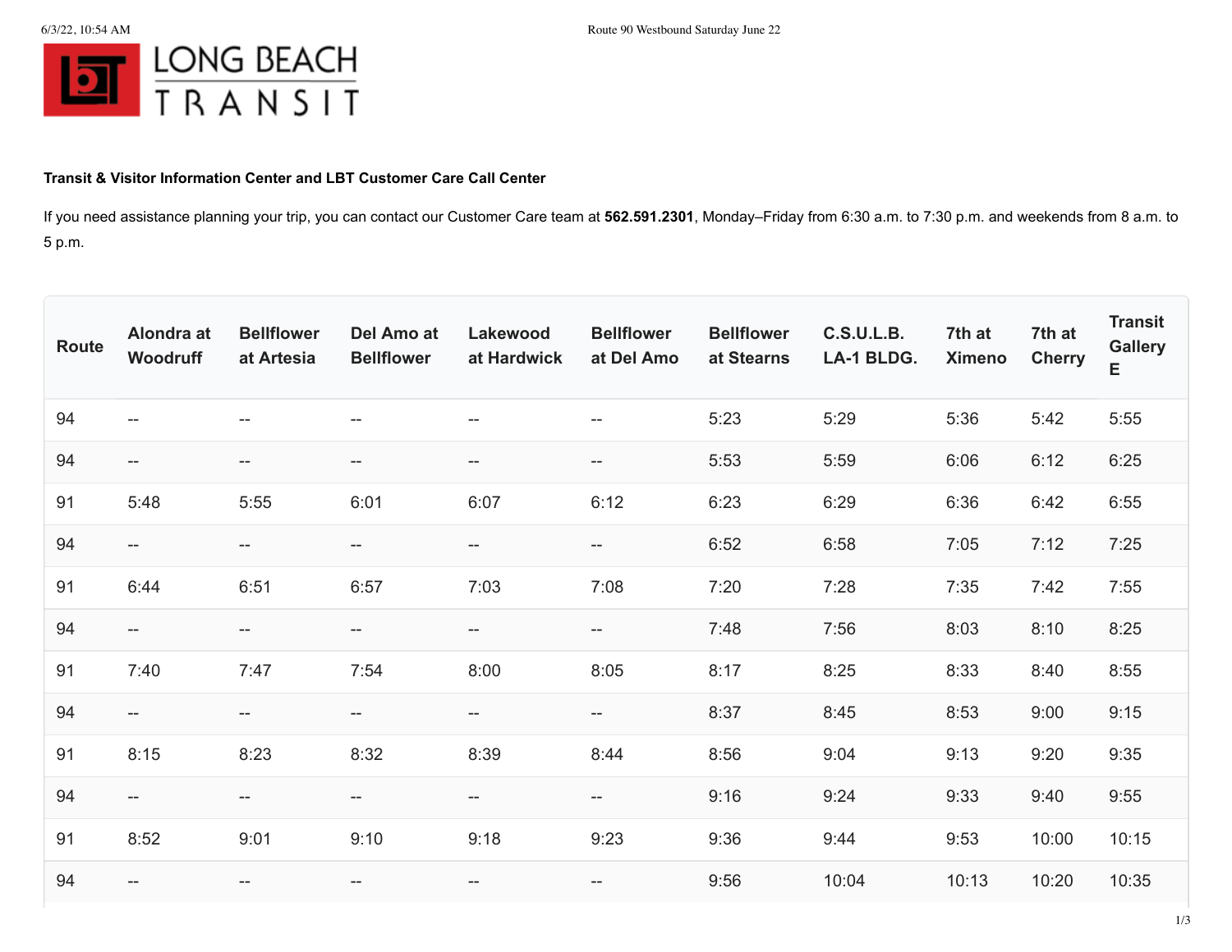LONG BEACH TRANSIT

**Transit & Visitor Information Center and LBT Customer Care Call Center**

If you need assistance planning your trip, you can contact our Customer Care team at **562.591.2301**, Monday–Friday from 6:30 a.m. to 7:30 p.m. and weekends from 8 a.m. to 5 p.m.

| Route | Alondra at Woodruff | Bellflower at Artesia | Del Amo at Bellflower | Lakewood at Hardwick | Bellflower at Del Amo | Bellflower at Stearns | C.S.U.L.B. LA-1 BLDG. | 7th at Ximeno | 7th at Cherry | Transit Gallery E |
|---|---|---|---|---|---|---|---|---|---|---|
| 94 | -- | -- | -- | -- | -- | 5:23 | 5:29 | 5:36 | 5:42 | 5:55 |
| 94 | -- | -- | -- | -- | -- | 5:53 | 5:59 | 6:06 | 6:12 | 6:25 |
| 91 | 5:48 | 5:55 | 6:01 | 6:07 | 6:12 | 6:23 | 6:29 | 6:36 | 6:42 | 6:55 |
| 94 | -- | -- | -- | -- | -- | 6:52 | 6:58 | 7:05 | 7:12 | 7:25 |
| 91 | 6:44 | 6:51 | 6:57 | 7:03 | 7:08 | 7:20 | 7:28 | 7:35 | 7:42 | 7:55 |
| 94 | -- | -- | -- | -- | -- | 7:48 | 7:56 | 8:03 | 8:10 | 8:25 |
| 91 | 7:40 | 7:47 | 7:54 | 8:00 | 8:05 | 8:17 | 8:25 | 8:33 | 8:40 | 8:55 |
| 94 | -- | -- | -- | -- | -- | 8:37 | 8:45 | 8:53 | 9:00 | 9:15 |
| 91 | 8:15 | 8:23 | 8:32 | 8:39 | 8:44 | 8:56 | 9:04 | 9:13 | 9:20 | 9:35 |
| 94 | -- | -- | -- | -- | -- | 9:16 | 9:24 | 9:33 | 9:40 | 9:55 |
| 91 | 8:52 | 9:01 | 9:10 | 9:18 | 9:23 | 9:36 | 9:44 | 9:53 | 10:00 | 10:15 |
| 94 | -- | -- | -- | -- | -- | 9:56 | 10:04 | 10:13 | 10:20 | 10:35 |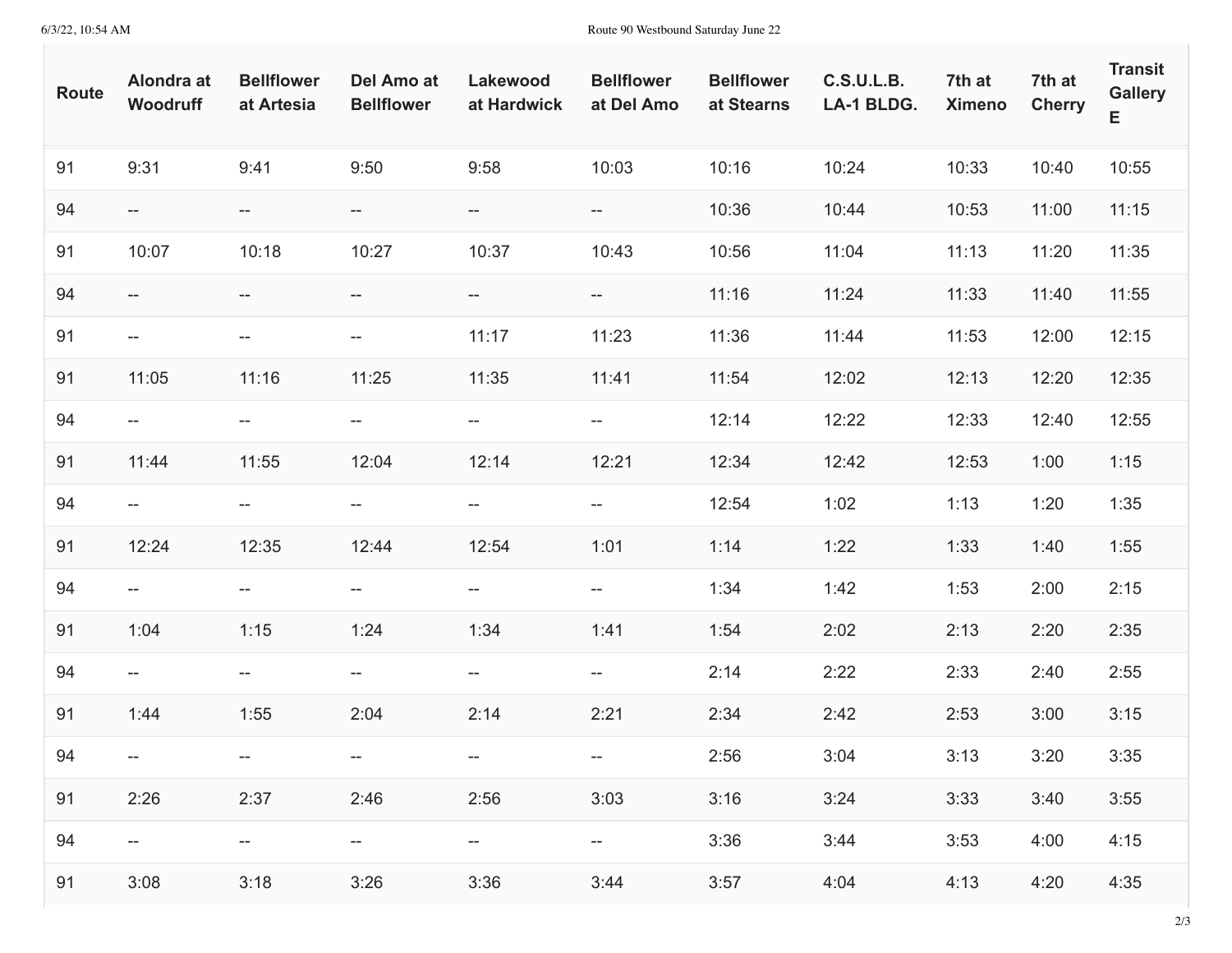| Route | Alondra at Woodruff | Bellflower at Artesia | Del Amo at Bellflower | Lakewood at Hardwick | Bellflower at Del Amo | Bellflower at Stearns | C.S.U.L.B. LA-1 BLDG. | 7th at Ximeno | 7th at Cherry | Transit Gallery E |
|---|---|---|---|---|---|---|---|---|---|---|
| 91 | 9:31 | 9:41 | 9:50 | 9:58 | 10:03 | 10:16 | 10:24 | 10:33 | 10:40 | 10:55 |
| 94 | -- | -- | -- | -- | -- | 10:36 | 10:44 | 10:53 | 11:00 | 11:15 |
| 91 | 10:07 | 10:18 | 10:27 | 10:37 | 10:43 | 10:56 | 11:04 | 11:13 | 11:20 | 11:35 |
| 94 | -- | -- | -- | -- | -- | 11:16 | 11:24 | 11:33 | 11:40 | 11:55 |
| 91 | -- | -- | -- | 11:17 | 11:23 | 11:36 | 11:44 | 11:53 | 12:00 | 12:15 |
| 91 | 11:05 | 11:16 | 11:25 | 11:35 | 11:41 | 11:54 | 12:02 | 12:13 | 12:20 | 12:35 |
| 94 | -- | -- | -- | -- | -- | 12:14 | 12:22 | 12:33 | 12:40 | 12:55 |
| 91 | 11:44 | 11:55 | 12:04 | 12:14 | 12:21 | 12:34 | 12:42 | 12:53 | 1:00 | 1:15 |
| 94 | -- | -- | -- | -- | -- | 12:54 | 1:02 | 1:13 | 1:20 | 1:35 |
| 91 | 12:24 | 12:35 | 12:44 | 12:54 | 1:01 | 1:14 | 1:22 | 1:33 | 1:40 | 1:55 |
| 94 | -- | -- | -- | -- | -- | 1:34 | 1:42 | 1:53 | 2:00 | 2:15 |
| 91 | 1:04 | 1:15 | 1:24 | 1:34 | 1:41 | 1:54 | 2:02 | 2:13 | 2:20 | 2:35 |
| 94 | -- | -- | -- | -- | -- | 2:14 | 2:22 | 2:33 | 2:40 | 2:55 |
| 91 | 1:44 | 1:55 | 2:04 | 2:14 | 2:21 | 2:34 | 2:42 | 2:53 | 3:00 | 3:15 |
| 94 | -- | -- | -- | -- | -- | 2:56 | 3:04 | 3:13 | 3:20 | 3:35 |
| 91 | 2:26 | 2:37 | 2:46 | 2:56 | 3:03 | 3:16 | 3:24 | 3:33 | 3:40 | 3:55 |
| 94 | -- | -- | -- | -- | -- | 3:36 | 3:44 | 3:53 | 4:00 | 4:15 |
| 91 | 3:08 | 3:18 | 3:26 | 3:36 | 3:44 | 3:57 | 4:04 | 4:13 | 4:20 | 4:35 |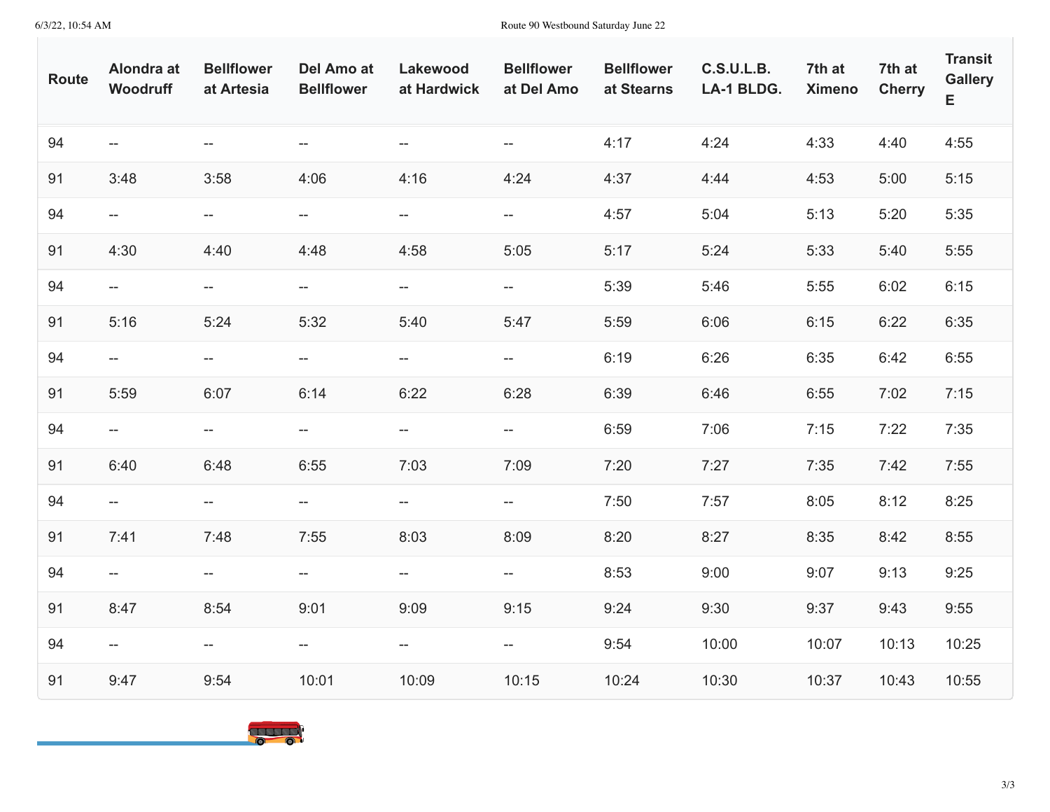| Route | Alondra at Woodruff | Bellflower at Artesia | Del Amo at Bellflower | Lakewood at Hardwick | Bellflower at Del Amo | Bellflower at Stearns | C.S.U.L.B. LA-1 BLDG. | 7th at Ximeno | 7th at Cherry | Transit Gallery E |
|---|---|---|---|---|---|---|---|---|---|---|
| 94 | -- | -- | -- | -- | -- | 4:17 | 4:24 | 4:33 | 4:40 | 4:55 |
| 91 | 3:48 | 3:58 | 4:06 | 4:16 | 4:24 | 4:37 | 4:44 | 4:53 | 5:00 | 5:15 |
| 94 | -- | -- | -- | -- | -- | 4:57 | 5:04 | 5:13 | 5:20 | 5:35 |
| 91 | 4:30 | 4:40 | 4:48 | 4:58 | 5:05 | 5:17 | 5:24 | 5:33 | 5:40 | 5:55 |
| 94 | -- | -- | -- | -- | -- | 5:39 | 5:46 | 5:55 | 6:02 | 6:15 |
| 91 | 5:16 | 5:24 | 5:32 | 5:40 | 5:47 | 5:59 | 6:06 | 6:15 | 6:22 | 6:35 |
| 94 | -- | -- | -- | -- | -- | 6:19 | 6:26 | 6:35 | 6:42 | 6:55 |
| 91 | 5:59 | 6:07 | 6:14 | 6:22 | 6:28 | 6:39 | 6:46 | 6:55 | 7:02 | 7:15 |
| 94 | -- | -- | -- | -- | -- | 6:59 | 7:06 | 7:15 | 7:22 | 7:35 |
| 91 | 6:40 | 6:48 | 6:55 | 7:03 | 7:09 | 7:20 | 7:27 | 7:35 | 7:42 | 7:55 |
| 94 | -- | -- | -- | -- | -- | 7:50 | 7:57 | 8:05 | 8:12 | 8:25 |
| 91 | 7:41 | 7:48 | 7:55 | 8:03 | 8:09 | 8:20 | 8:27 | 8:35 | 8:42 | 8:55 |
| 94 | -- | -- | -- | -- | -- | 8:53 | 9:00 | 9:07 | 9:13 | 9:25 |
| 91 | 8:47 | 8:54 | 9:01 | 9:09 | 9:15 | 9:24 | 9:30 | 9:37 | 9:43 | 9:55 |
| 94 | -- | -- | -- | -- | -- | 9:54 | 10:00 | 10:07 | 10:13 | 10:25 |
| 91 | 9:47 | 9:54 | 10:01 | 10:09 | 10:15 | 10:24 | 10:30 | 10:37 | 10:43 | 10:55 |